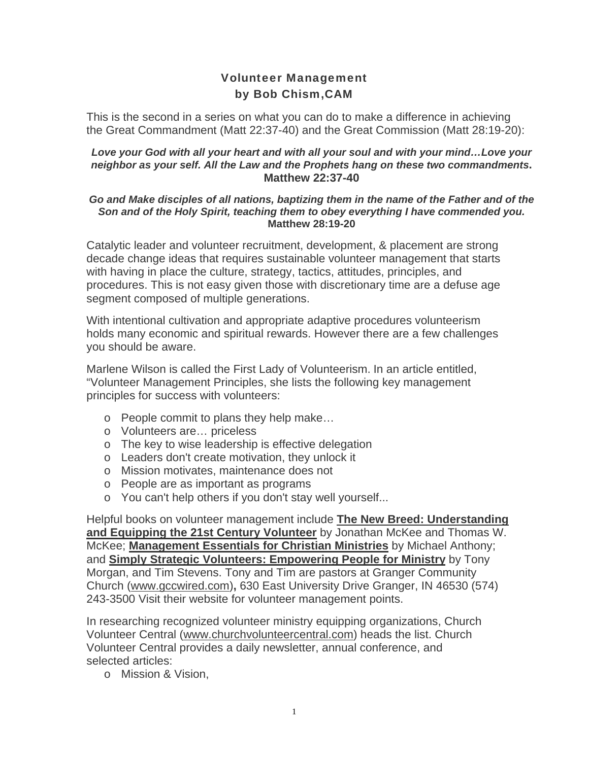# Volunteer Management
## by Bob Chism,CAM

This is the second in a series on what you can do to make a difference in achieving the Great Commandment (Matt 22:37-40) and the Great Commission (Matt 28:19-20):

***Love your God with all your heart and with all your soul and with your mind…Love your neighbor as your self. All the Law and the Prophets hang on these two commandments*. Matthew 22:37-40**

***Go and Make disciples of all nations, baptizing them in the name of the Father and of the Son and of the Holy Spirit, teaching them to obey everything I have commended you.* Matthew 28:19-20**

Catalytic leader and volunteer recruitment, development, & placement are strong decade change ideas that requires sustainable volunteer management that starts with having in place the culture, strategy, tactics, attitudes, principles, and procedures. This is not easy given those with discretionary time are a defuse age segment composed of multiple generations.

With intentional cultivation and appropriate adaptive procedures volunteerism holds many economic and spiritual rewards. However there are a few challenges you should be aware.

Marlene Wilson is called the First Lady of Volunteerism. In an article entitled, "Volunteer Management Principles, she lists the following key management principles for success with volunteers:

- People commit to plans they help make…
- Volunteers are… priceless
- The key to wise leadership is effective delegation
- Leaders don't create motivation, they unlock it
- Mission motivates, maintenance does not
- People are as important as programs
- You can't help others if you don't stay well yourself...

Helpful books on volunteer management include **The New Breed: Understanding and Equipping the 21st Century Volunteer** by Jonathan McKee and Thomas W. McKee; **Management Essentials for Christian Ministries** by Michael Anthony; and **Simply Strategic Volunteers: Empowering People for Ministry** by Tony Morgan, and Tim Stevens. Tony and Tim are pastors at Granger Community Church (www.gccwired.com)**,** 630 East University Drive Granger, IN 46530 (574) 243-3500 Visit their website for volunteer management points.

In researching recognized volunteer ministry equipping organizations, Church Volunteer Central (www.churchvolunteercentral.com) heads the list. Church Volunteer Central provides a daily newsletter, annual conference, and selected articles:

- Mission & Vision,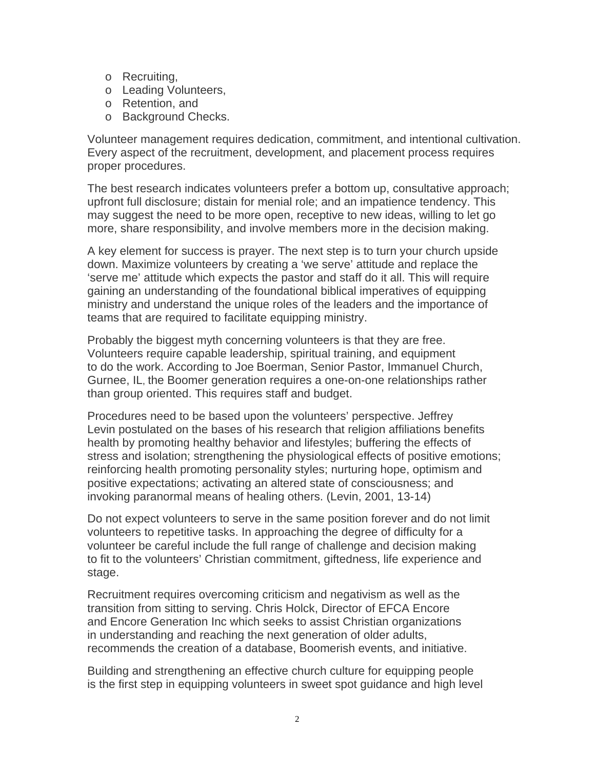- Recruiting,
- Leading Volunteers,
- Retention, and
- Background Checks.

Volunteer management requires dedication, commitment, and intentional cultivation. Every aspect of the recruitment, development, and placement process requires proper procedures.

The best research indicates volunteers prefer a bottom up, consultative approach; upfront full disclosure; distain for menial role; and an impatience tendency. This may suggest the need to be more open, receptive to new ideas, willing to let go more, share responsibility, and involve members more in the decision making.

A key element for success is prayer. The next step is to turn your church upside down. Maximize volunteers by creating a 'we serve' attitude and replace the 'serve me' attitude which expects the pastor and staff do it all. This will require gaining an understanding of the foundational biblical imperatives of equipping ministry and understand the unique roles of the leaders and the importance of teams that are required to facilitate equipping ministry.

Probably the biggest myth concerning volunteers is that they are free. Volunteers require capable leadership, spiritual training, and equipment to do the work. According to Joe Boerman, Senior Pastor, Immanuel Church, Gurnee, IL, the Boomer generation requires a one-on-one relationships rather than group oriented. This requires staff and budget.

Procedures need to be based upon the volunteers' perspective. Jeffrey Levin postulated on the bases of his research that religion affiliations benefits health by promoting healthy behavior and lifestyles; buffering the effects of stress and isolation; strengthening the physiological effects of positive emotions; reinforcing health promoting personality styles; nurturing hope, optimism and positive expectations; activating an altered state of consciousness; and invoking paranormal means of healing others. (Levin, 2001, 13-14)

Do not expect volunteers to serve in the same position forever and do not limit volunteers to repetitive tasks. In approaching the degree of difficulty for a volunteer be careful include the full range of challenge and decision making to fit to the volunteers' Christian commitment, giftedness, life experience and stage.

Recruitment requires overcoming criticism and negativism as well as the transition from sitting to serving. Chris Holck, Director of EFCA Encore and Encore Generation Inc which seeks to assist Christian organizations in understanding and reaching the next generation of older adults, recommends the creation of a database, Boomerish events, and initiative.

Building and strengthening an effective church culture for equipping people is the first step in equipping volunteers in sweet spot guidance and high level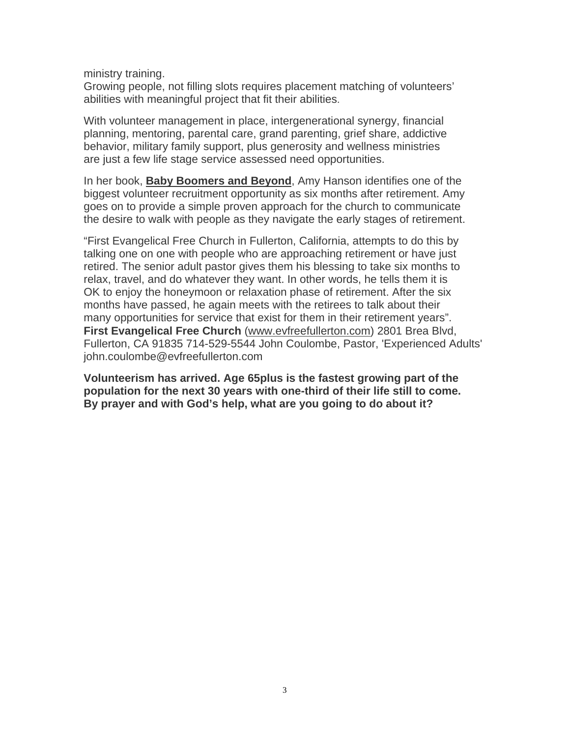ministry training.
Growing people, not filling slots requires placement matching of volunteers' abilities with meaningful project that fit their abilities.

With volunteer management in place, intergenerational synergy, financial planning, mentoring, parental care, grand parenting, grief share, addictive behavior, military family support, plus generosity and wellness ministries are just a few life stage service assessed need opportunities.

In her book, **Baby Boomers and Beyond**, Amy Hanson identifies one of the biggest volunteer recruitment opportunity as six months after retirement. Amy goes on to provide a simple proven approach for the church to communicate the desire to walk with people as they navigate the early stages of retirement.

"First Evangelical Free Church in Fullerton, California, attempts to do this by talking one on one with people who are approaching retirement or have just retired. The senior adult pastor gives them his blessing to take six months to relax, travel, and do whatever they want. In other words, he tells them it is OK to enjoy the honeymoon or relaxation phase of retirement. After the six months have passed, he again meets with the retirees to talk about their many opportunities for service that exist for them in their retirement years".
**First Evangelical Free Church** (www.evfreefullerton.com) 2801 Brea Blvd, Fullerton, CA 91835 714-529-5544 John Coulombe, Pastor, 'Experienced Adults' john.coulombe@evfreefullerton.com

**Volunteerism has arrived. Age 65plus is the fastest growing part of the population for the next 30 years with one-third of their life still to come. By prayer and with God's help, what are you going to do about it?**